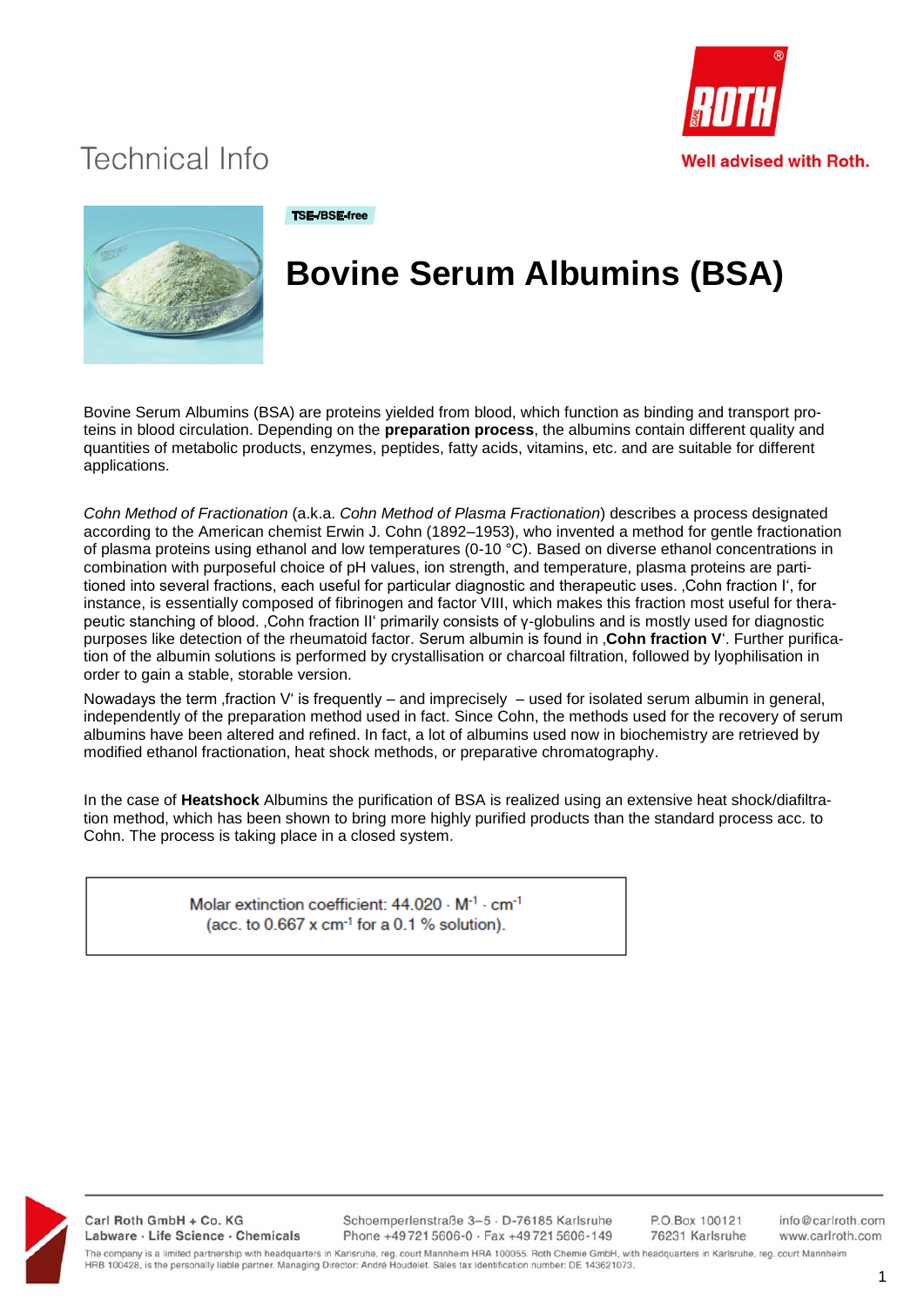Technical Info

Well advised with Roth.

TSE-/BSE-free

# Bovine Serum Albumins (BSA)

Bovine Serum Albumins (BSA) are proteins yielded from blood, which function as binding and transport proteins in blood circulation. Depending on the **preparation process**, the albumins contain different quality and quantities of metabolic products, enzymes, peptides, fatty acids, vitamins, etc. and are suitable for different applications.

*Cohn Method of Fractionation* (a.k.a. *Cohn Method of Plasma Fractionation*) describes a process designated according to the American chemist Erwin J. Cohn (1892–1953), who invented a method for gentle fractionation of plasma proteins using ethanol and low temperatures (0-10 °C). Based on diverse ethanol concentrations in combination with purposeful choice of pH values, ion strength, and temperature, plasma proteins are partitioned into several fractions, each useful for particular diagnostic and therapeutic uses. ‚Cohn fraction I', for instance, is essentially composed of fibrinogen and factor VIII, which makes this fraction most useful for therapeutic stanching of blood. ‚Cohn fraction II' primarily consists of γ-globulins and is mostly used for diagnostic purposes like detection of the rheumatoid factor. Serum albumin is found in ‚**Cohn fraction V**'. Further purification of the albumin solutions is performed by crystallisation or charcoal filtration, followed by lyophilisation in order to gain a stable, storable version.

Nowadays the term ‚fraction V' is frequently – and imprecisely – used for isolated serum albumin in general, independently of the preparation method used in fact. Since Cohn, the methods used for the recovery of serum albumins have been altered and refined. In fact, a lot of albumins used now in biochemistry are retrieved by modified ethanol fractionation, heat shock methods, or preparative chromatography.

In the case of **Heatshock** Albumins the purification of BSA is realized using an extensive heat shock/diafiltration method, which has been shown to bring more highly purified products than the standard process acc. to Cohn. The process is taking place in a closed system.

> Molar extinction coefficient: 44.020 · $M^{-1}$ · $cm^{-1}$
> (acc. to 0.667 x $cm^{-1}$ for a 0.1 % solution).

Carl Roth GmbH + Co. KG
Labware · Life Science · Chemicals
Schoemperlenstraße 3–5 · D-76185 Karlsruhe
Phone +49 721 5606-0 · Fax +49 721 5606-149
P.O.Box 100121
76231 Karlsruhe
info@carlroth.com
www.carlroth.com

The company is a limited partnership with headquarters in Karlsruhe, reg. court Mannheim HRA 100055. Roth Chemie GmbH, with headquarters in Karlsruhe, reg. court Mannheim HRB 100428, is the personally liable partner. Managing Director: André Houdelet. Sales tax identification number: DE 143621073.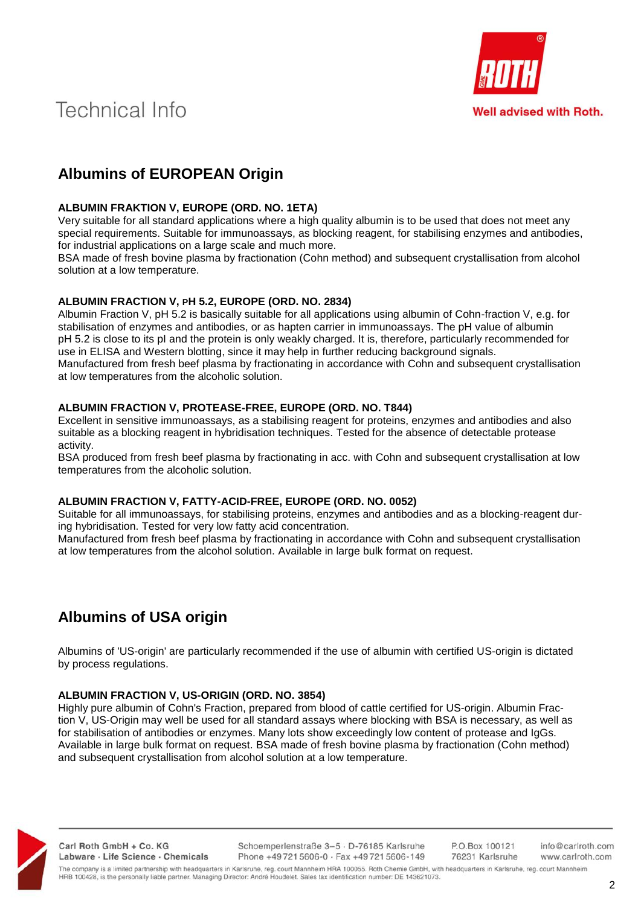# Technical Info

## Albums of EUROPEAN Origin

**ALBUMIN FRAKTION V, EUROPE (ORD. NO. 1ETA)**
Very suitable for all standard applications where a high quality albumin is to be used that does not meet any special requirements. Suitable for immunoassays, as blocking reagent, for stabilising enzymes and antibodies, for industrial applications on a large scale and much more.
BSA made of fresh bovine plasma by fractionation (Cohn method) and subsequent crystallisation from alcohol solution at a low temperature.

**ALBUMIN FRACTION V, pH 5.2, EUROPE (ORD. NO. 2834)**
Albumin Fraction V, pH 5.2 is basically suitable for all applications using albumin of Cohn-fraction V, e.g. for stabilisation of enzymes and antibodies, or as hapten carrier in immunoassays. The pH value of albumin pH 5.2 is close to its pI and the protein is only weakly charged. It is, therefore, particularly recommended for use in ELISA and Western blotting, since it may help in further reducing background signals.
Manufactured from fresh beef plasma by fractionating in accordance with Cohn and subsequent crystallisation at low temperatures from the alcoholic solution.

**ALBUMIN FRACTION V, PROTEASE-FREE, EUROPE (ORD. NO. T844)**
Excellent in sensitive immunoassays, as a stabilising reagent for proteins, enzymes and antibodies and also suitable as a blocking reagent in hybridisation techniques. Tested for the absence of detectable protease activity.
BSA produced from fresh beef plasma by fractionating in acc. with Cohn and subsequent crystallisation at low temperatures from the alcoholic solution.

**ALBUMIN FRACTION V, FATTY-ACID-FREE, EUROPE (ORD. NO. 0052)**
Suitable for all immunoassays, for stabilising proteins, enzymes and antibodies and as a blocking-reagent during hybridisation. Tested for very low fatty acid concentration.
Manufactured from fresh beef plasma by fractionating in accordance with Cohn and subsequent crystallisation at low temperatures from the alcohol solution. Available in large bulk format on request.

## Albumins of USA origin

Albumins of 'US-origin' are particularly recommended if the use of albumin with certified US-origin is dictated by process regulations.

**ALBUMIN FRACTION V, US-ORIGIN (ORD. NO. 3854)**
Highly pure albumin of Cohn's Fraction, prepared from blood of cattle certified for US-origin. Albumin Fraction V, US-Origin may well be used for all standard assays where blocking with BSA is necessary, as well as for stabilisation of antibodies or enzymes. Many lots show exceedingly low content of protease and IgGs. Available in large bulk format on request. BSA made of fresh bovine plasma by fractionation (Cohn method) and subsequent crystallisation from alcohol solution at a low temperature.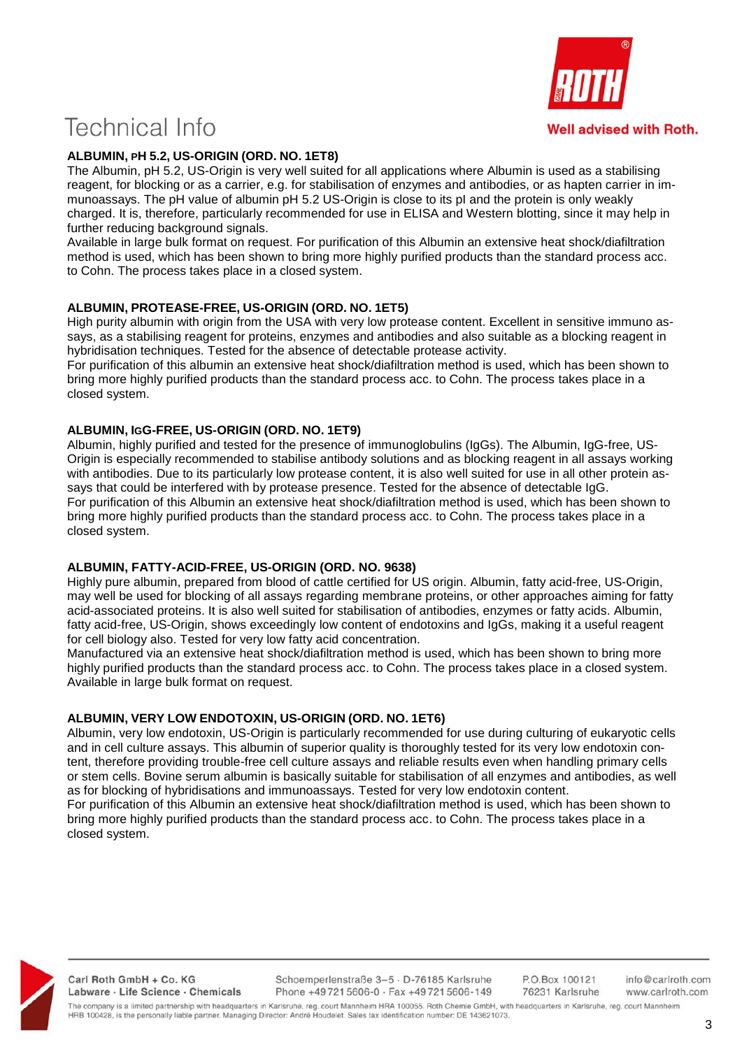# Technical Info

Well advised with Roth.

### ALBUMIN, PH 5.2, US-ORIGIN (ORD. NO. 1ET8)

The Albumin, pH 5.2, US-Origin is very well suited for all applications where Albumin is used as a stabilising reagent, for blocking or as a carrier, e.g. for stabilisation of enzymes and antibodies, or as hapten carrier in immunoassays. The pH value of albumin pH 5.2 US-Origin is close to its pI and the protein is only weakly charged. It is, therefore, particularly recommended for use in ELISA and Western blotting, since it may help in further reducing background signals.

Available in large bulk format on request. For purification of this Albumin an extensive heat shock/diafiltration method is used, which has been shown to bring more highly purified products than the standard process acc. to Cohn. The process takes place in a closed system.

### ALBUMIN, PROTEASE-FREE, US-ORIGIN (ORD. NO. 1ET5)

High purity albumin with origin from the USA with very low protease content. Excellent in sensitive immuno assays, as a stabilising reagent for proteins, enzymes and antibodies and also suitable as a blocking reagent in hybridisation techniques. Tested for the absence of detectable protease activity.

For purification of this albumin an extensive heat shock/diafiltration method is used, which has been shown to bring more highly purified products than the standard process acc. to Cohn. The process takes place in a closed system.

### ALBUMIN, IGG-FREE, US-ORIGIN (ORD. NO. 1ET9)

Albumin, highly purified and tested for the presence of immunoglobulins (IgGs). The Albumin, IgG-free, US-Origin is especially recommended to stabilise antibody solutions and as blocking reagent in all assays working with antibodies. Due to its particularly low protease content, it is also well suited for use in all other protein assays that could be interfered with by protease presence. Tested for the absence of detectable IgG.

For purification of this Albumin an extensive heat shock/diafiltration method is used, which has been shown to bring more highly purified products than the standard process acc. to Cohn. The process takes place in a closed system.

### ALBUMIN, FATTY-ACID-FREE, US-ORIGIN (ORD. NO. 9638)

Highly pure albumin, prepared from blood of cattle certified for US origin. Albumin, fatty acid-free, US-Origin, may well be used for blocking of all assays regarding membrane proteins, or other approaches aiming for fatty acid-associated proteins. It is also well suited for stabilisation of antibodies, enzymes or fatty acids. Albumin, fatty acid-free, US-Origin, shows exceedingly low content of endotoxins and IgGs, making it a useful reagent for cell biology also. Tested for very low fatty acid concentration.

Manufactured via an extensive heat shock/diafiltration method is used, which has been shown to bring more highly purified products than the standard process acc. to Cohn. The process takes place in a closed system. Available in large bulk format on request.

### ALBUMIN, VERY LOW ENDOTOXIN, US-ORIGIN (ORD. NO. 1ET6)

Albumin, very low endotoxin, US-Origin is particularly recommended for use during culturing of eukaryotic cells and in cell culture assays. This albumin of superior quality is thoroughly tested for its very low endotoxin content, therefore providing trouble-free cell culture assays and reliable results even when handling primary cells or stem cells. Bovine serum albumin is basically suitable for stabilisation of all enzymes and antibodies, as well as for blocking of hybridisations and immunoassays. Tested for very low endotoxin content.

For purification of this Albumin an extensive heat shock/diafiltration method is used, which has been shown to bring more highly purified products than the standard process acc. to Cohn. The process takes place in a closed system.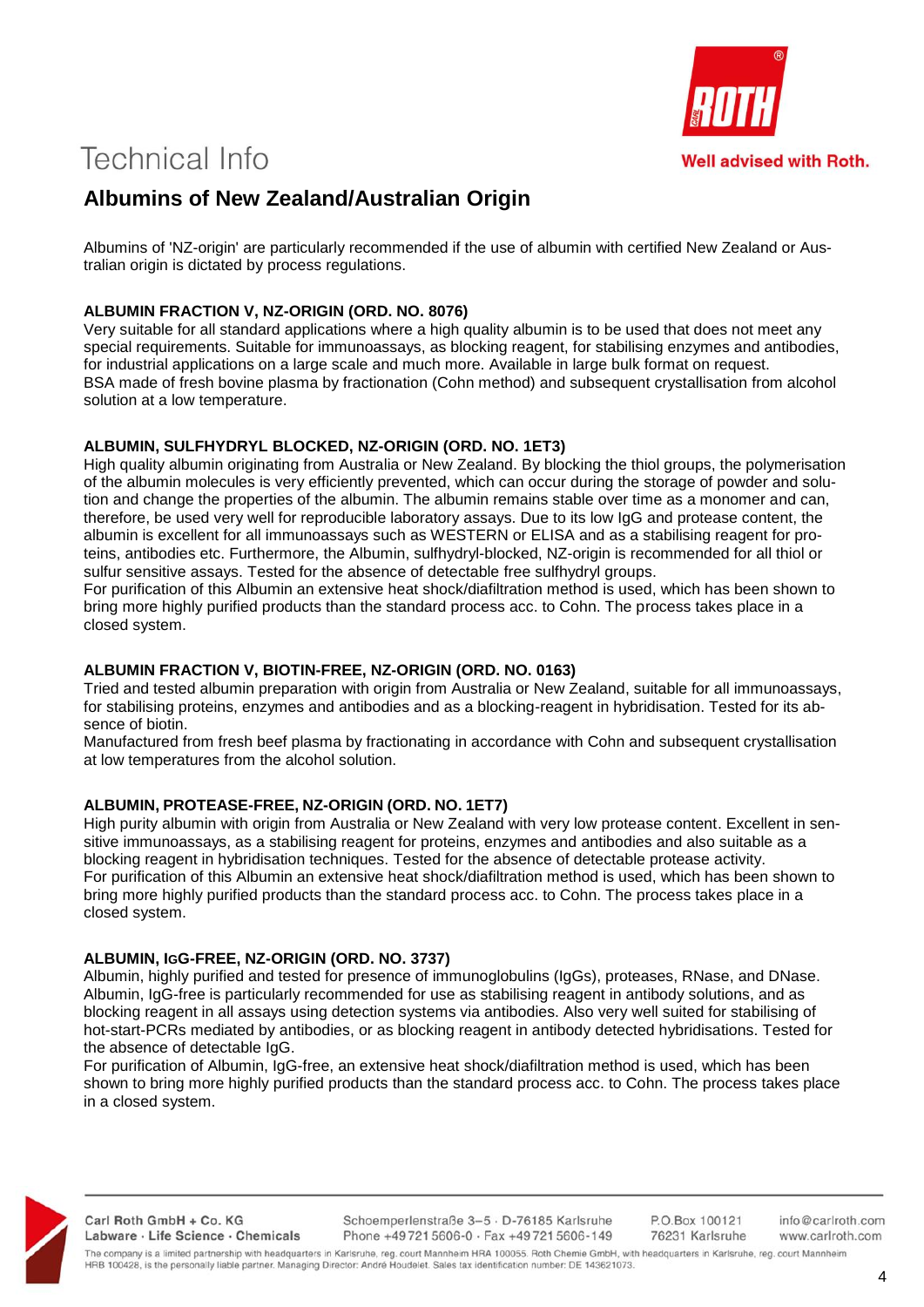# Technical Info

## Albumins of New Zealand/Australian Origin

Albumins of 'NZ-origin' are particularly recommended if the use of albumin with certified New Zealand or Australian origin is dictated by process regulations.

**ALBUMIN FRACTION V, NZ-ORIGIN (ORD. NO. 8076)**
Very suitable for all standard applications where a high quality albumin is to be used that does not meet any special requirements. Suitable for immunoassays, as blocking reagent, for stabilising enzymes and antibodies, for industrial applications on a large scale and much more. Available in large bulk format on request.
BSA made of fresh bovine plasma by fractionation (Cohn method) and subsequent crystallisation from alcohol solution at a low temperature.

**ALBUMIN, SULFHYDRYL BLOCKED, NZ-ORIGIN (ORD. NO. 1ET3)**
High quality albumin originating from Australia or New Zealand. By blocking the thiol groups, the polymerisation of the albumin molecules is very efficiently prevented, which can occur during the storage of powder and solution and change the properties of the albumin. The albumin remains stable over time as a monomer and can, therefore, be used very well for reproducible laboratory assays. Due to its low IgG and protease content, the albumin is excellent for all immunoassays such as WESTERN or ELISA and as a stabilising reagent for proteins, antibodies etc. Furthermore, the Albumin, sulfhydryl-blocked, NZ-origin is recommended for all thiol or sulfur sensitive assays. Tested for the absence of detectable free sulfhydryl groups.
For purification of this Albumin an extensive heat shock/diafiltration method is used, which has been shown to bring more highly purified products than the standard process acc. to Cohn. The process takes place in a closed system.

**ALBUMIN FRACTION V, BIOTIN-FREE, NZ-ORIGIN (ORD. NO. 0163)**
Tried and tested albumin preparation with origin from Australia or New Zealand, suitable for all immunoassays, for stabilising proteins, enzymes and antibodies and as a blocking-reagent in hybridisation. Tested for its absence of biotin.
Manufactured from fresh beef plasma by fractionating in accordance with Cohn and subsequent crystallisation at low temperatures from the alcohol solution.

**ALBUMIN, PROTEASE-FREE, NZ-ORIGIN (ORD. NO. 1ET7)**
High purity albumin with origin from Australia or New Zealand with very low protease content. Excellent in sensitive immunoassays, as a stabilising reagent for proteins, enzymes and antibodies and also suitable as a blocking reagent in hybridisation techniques. Tested for the absence of detectable protease activity.
For purification of this Albumin an extensive heat shock/diafiltration method is used, which has been shown to bring more highly purified products than the standard process acc. to Cohn. The process takes place in a closed system.

**ALBUMIN, IGG-FREE, NZ-ORIGIN (ORD. NO. 3737)**
Albumin, highly purified and tested for presence of immunoglobulins (IgGs), proteases, RNase, and DNase. Albumin, IgG-free is particularly recommended for use as stabilising reagent in antibody solutions, and as blocking reagent in all assays using detection systems via antibodies. Also very well suited for stabilising of hot-start-PCRs mediated by antibodies, or as blocking reagent in antibody detected hybridisations. Tested for the absence of detectable IgG.
For purification of Albumin, IgG-free, an extensive heat shock/diafiltration method is used, which has been shown to bring more highly purified products than the standard process acc. to Cohn. The process takes place in a closed system.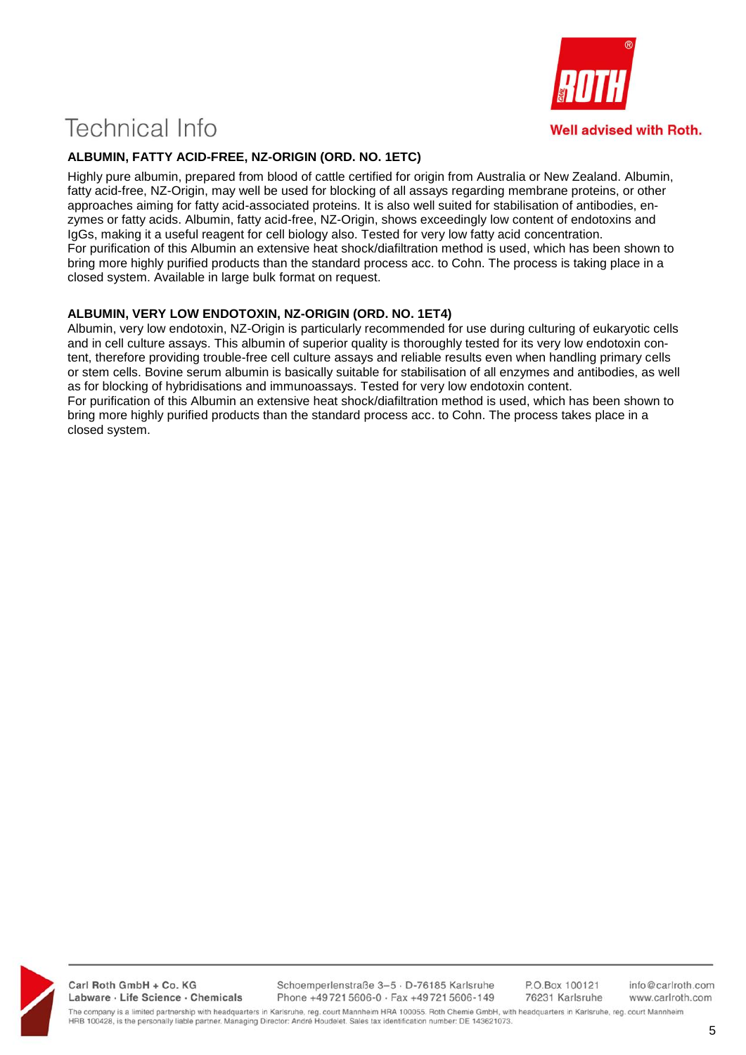# Technical Info

### ALBUMIN, FATTY ACID-FREE, NZ-ORIGIN (ORD. NO. 1ETC)

Highly pure albumin, prepared from blood of cattle certified for origin from Australia or New Zealand. Albumin, fatty acid-free, NZ-Origin, may well be used for blocking of all assays regarding membrane proteins, or other approaches aiming for fatty acid-associated proteins. It is also well suited for stabilisation of antibodies, enzymes or fatty acids. Albumin, fatty acid-free, NZ-Origin, shows exceedingly low content of endotoxins and IgGs, making it a useful reagent for cell biology also. Tested for very low fatty acid concentration.
For purification of this Albumin an extensive heat shock/diafiltration method is used, which has been shown to bring more highly purified products than the standard process acc. to Cohn. The process is taking place in a closed system. Available in large bulk format on request.

### ALBUMIN, VERY LOW ENDOTOXIN, NZ-ORIGIN (ORD. NO. 1ET4)

Albumin, very low endotoxin, NZ-Origin is particularly recommended for use during culturing of eukaryotic cells and in cell culture assays. This albumin of superior quality is thoroughly tested for its very low endotoxin content, therefore providing trouble-free cell culture assays and reliable results even when handling primary cells or stem cells. Bovine serum albumin is basically suitable for stabilisation of all enzymes and antibodies, as well as for blocking of hybridisations and immunoassays. Tested for very low endotoxin content.
For purification of this Albumin an extensive heat shock/diafiltration method is used, which has been shown to bring more highly purified products than the standard process acc. to Cohn. The process takes place in a closed system.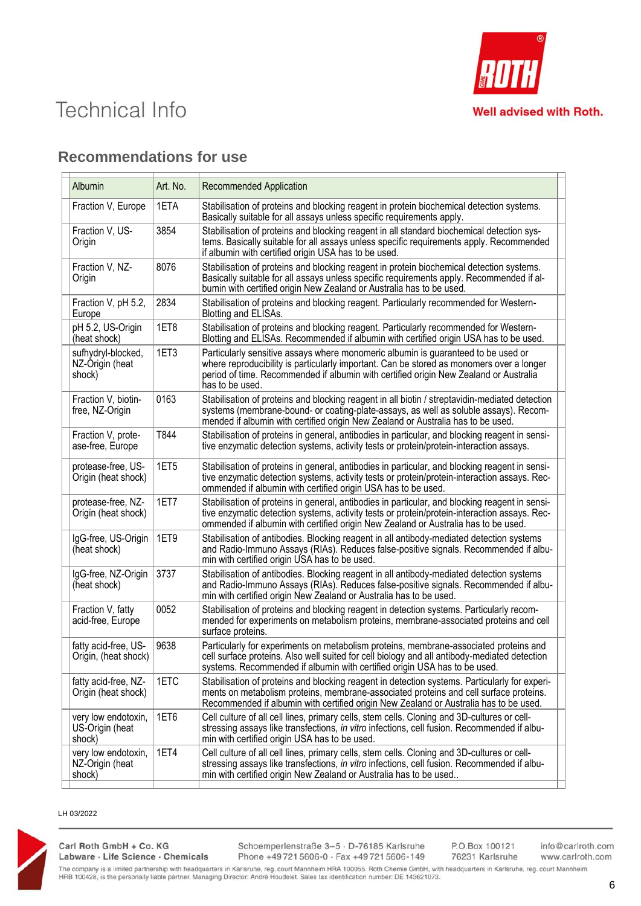Technical Info

## Recommendations for use

| Albumin | Art. No. | Recommended Application |
|---|---|---|
| Fraction V, Europe | 1ETA | Stabilisation of proteins and blocking reagent in protein biochemical detection systems. Basically suitable for all assays unless specific requirements apply. |
| Fraction V, US-Origin | 3854 | Stabilisation of proteins and blocking reagent in all standard biochemical detection systems. Basically suitable for all assays unless specific requirements apply. Recommended if albumin with certified origin USA has to be used. |
| Fraction V, NZ-Origin | 8076 | Stabilisation of proteins and blocking reagent in protein biochemical detection systems. Basically suitable for all assays unless specific requirements apply. Recommended if albumin with certified origin New Zealand or Australia has to be used. |
| Fraction V, pH 5.2, Europe | 2834 | Stabilisation of proteins and blocking reagent. Particularly recommended for Western-Blotting and ELISAs. |
| pH 5.2, US-Origin (heat shock) | 1ET8 | Stabilisation of proteins and blocking reagent. Particularly recommended for Western-Blotting and ELISAs. Recommended if albumin with certified origin USA has to be used. |
| sufhydryl-blocked, NZ-Origin (heat shock) | 1ET3 | Particularly sensitive assays where monomeric albumin is guaranteed to be used or where reproducibility is particularly important. Can be stored as monomers over a longer period of time. Recommended if albumin with certified origin New Zealand or Australia has to be used. |
| Fraction V, biotin-free, NZ-Origin | 0163 | Stabilisation of proteins and blocking reagent in all biotin / streptavidin-mediated detection systems (membrane-bound- or coating-plate-assays, as well as soluble assays). Recommended if albumin with certified origin New Zealand or Australia has to be used. |
| Fraction V, protease-free, Europe | T844 | Stabilisation of proteins in general, antibodies in particular, and blocking reagent in sensitive enzymatic detection systems, activity tests or protein/protein-interaction assays. |
| protease-free, US-Origin (heat shock) | 1ET5 | Stabilisation of proteins in general, antibodies in particular, and blocking reagent in sensitive enzymatic detection systems, activity tests or protein/protein-interaction assays. Recommended if albumin with certified origin USA has to be used. |
| protease-free, NZ-Origin (heat shock) | 1ET7 | Stabilisation of proteins in general, antibodies in particular, and blocking reagent in sensitive enzymatic detection systems, activity tests or protein/protein-interaction assays. Recommended if albumin with certified origin New Zealand or Australia has to be used. |
| IgG-free, US-Origin (heat shock) | 1ET9 | Stabilisation of antibodies. Blocking reagent in all antibody-mediated detection systems and Radio-Immuno Assays (RIAs). Reduces false-positive signals. Recommended if albumin with certified origin USA has to be used. |
| IgG-free, NZ-Origin (heat shock) | 3737 | Stabilisation of antibodies. Blocking reagent in all antibody-mediated detection systems and Radio-Immuno Assays (RIAs). Reduces false-positive signals. Recommended if albumin with certified origin New Zealand or Australia has to be used. |
| Fraction V, fatty acid-free, Europe | 0052 | Stabilisation of proteins and blocking reagent in detection systems. Particularly recommended for experiments on metabolism proteins, membrane-associated proteins and cell surface proteins. |
| fatty acid-free, US-Origin, (heat shock) | 9638 | Particularly for experiments on metabolism proteins, membrane-associated proteins and cell surface proteins. Also well suited for cell biology and all antibody-mediated detection systems. Recommended if albumin with certified origin USA has to be used. |
| fatty acid-free, NZ-Origin (heat shock) | 1ETC | Stabilisation of proteins and blocking reagent in detection systems. Particularly for experiments on metabolism proteins, membrane-associated proteins and cell surface proteins. Recommended if albumin with certified origin New Zealand or Australia has to be used. |
| very low endotoxin, US-Origin (heat shock) | 1ET6 | Cell culture of all cell lines, primary cells, stem cells. Cloning and 3D-cultures or cell-stressing assays like transfections, *in vitro* infections, cell fusion. Recommended if albumin with certified origin USA has to be used. |
| very low endotoxin, NZ-Origin (heat shock) | 1ET4 | Cell culture of all cell lines, primary cells, stem cells. Cloning and 3D-cultures or cell-stressing assays like transfections, *in vitro* infections, cell fusion. Recommended if albumin with certified origin New Zealand or Australia has to be used.. |

LH 03/2022

Carl Roth GmbH + Co. KG
Labware · Life Science · Chemicals
Schoemperlenstraße 3–5 · D-76185 Karlsruhe
Phone +49 721 5606-0 · Fax +49 721 5606-149
P.O.Box 100121
76231 Karlsruhe
info@carlroth.com
www.carlroth.com

The company is a limited partnership with headquarters in Karlsruhe, reg. court Mannheim HRA 100055. Roth Chemie GmbH, with headquarters in Karlsruhe, reg. court Mannheim HRB 100428, is the personally liable partner. Managing Director: André Houdelet. Sales tax identification number: DE 143621073.